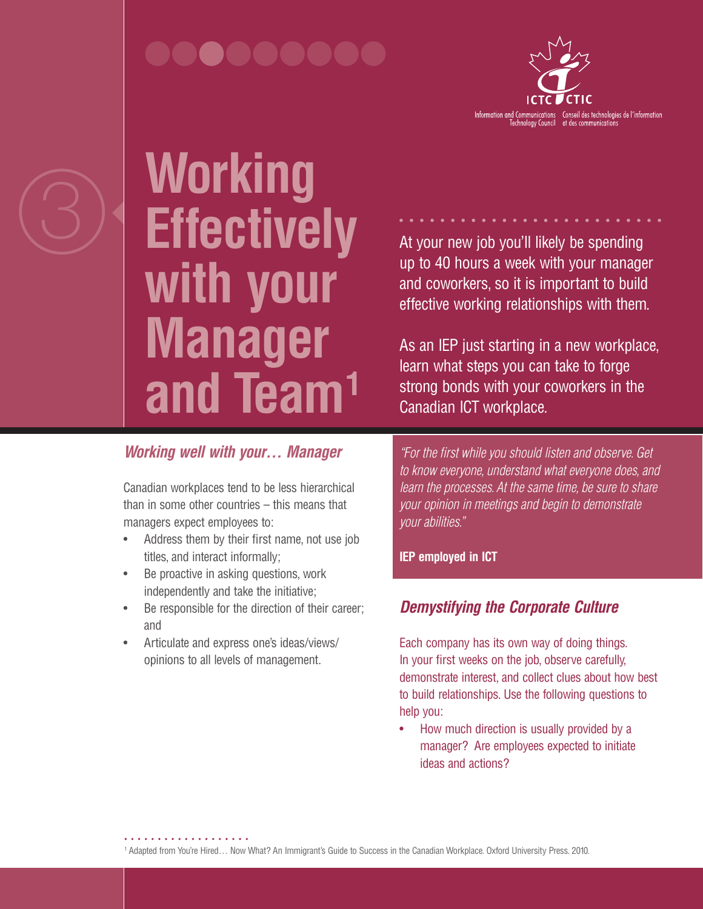ICTC CTIC

Information and Communications Technology Council | Conseil des technologies de l'information et des communications

3

# Working Effectively with your Manager and Team[1]

At your new job you'll likely be spending up to 40 hours a week with your manager and coworkers, so it is important to build effective working relationships with them.

As an IEP just starting in a new workplace, learn what steps you can take to forge strong bonds with your coworkers in the Canadian ICT workplace.

## *Working well with your… Manager*

Canadian workplaces tend to be less hierarchical than in some other countries – this means that managers expect employees to:

- Address them by their first name, not use job titles, and interact informally;
- Be proactive in asking questions, work independently and take the initiative;
- Be responsible for the direction of their career; and
- Articulate and express one's ideas/views/opinions to all levels of management.

> *"For the first while you should listen and observe. Get to know everyone, understand what everyone does, and learn the processes. At the same time, be sure to share your opinion in meetings and begin to demonstrate your abilities."*
>
> **IEP employed in ICT**

## *Demystifying the Corporate Culture*

Each company has its own way of doing things. In your first weeks on the job, observe carefully, demonstrate interest, and collect clues about how best to build relationships. Use the following questions to help you:

- How much direction is usually provided by a manager? Are employees expected to initiate ideas and actions?

[1] Adapted from You're Hired… Now What? An Immigrant's Guide to Success in the Canadian Workplace. Oxford University Press. 2010.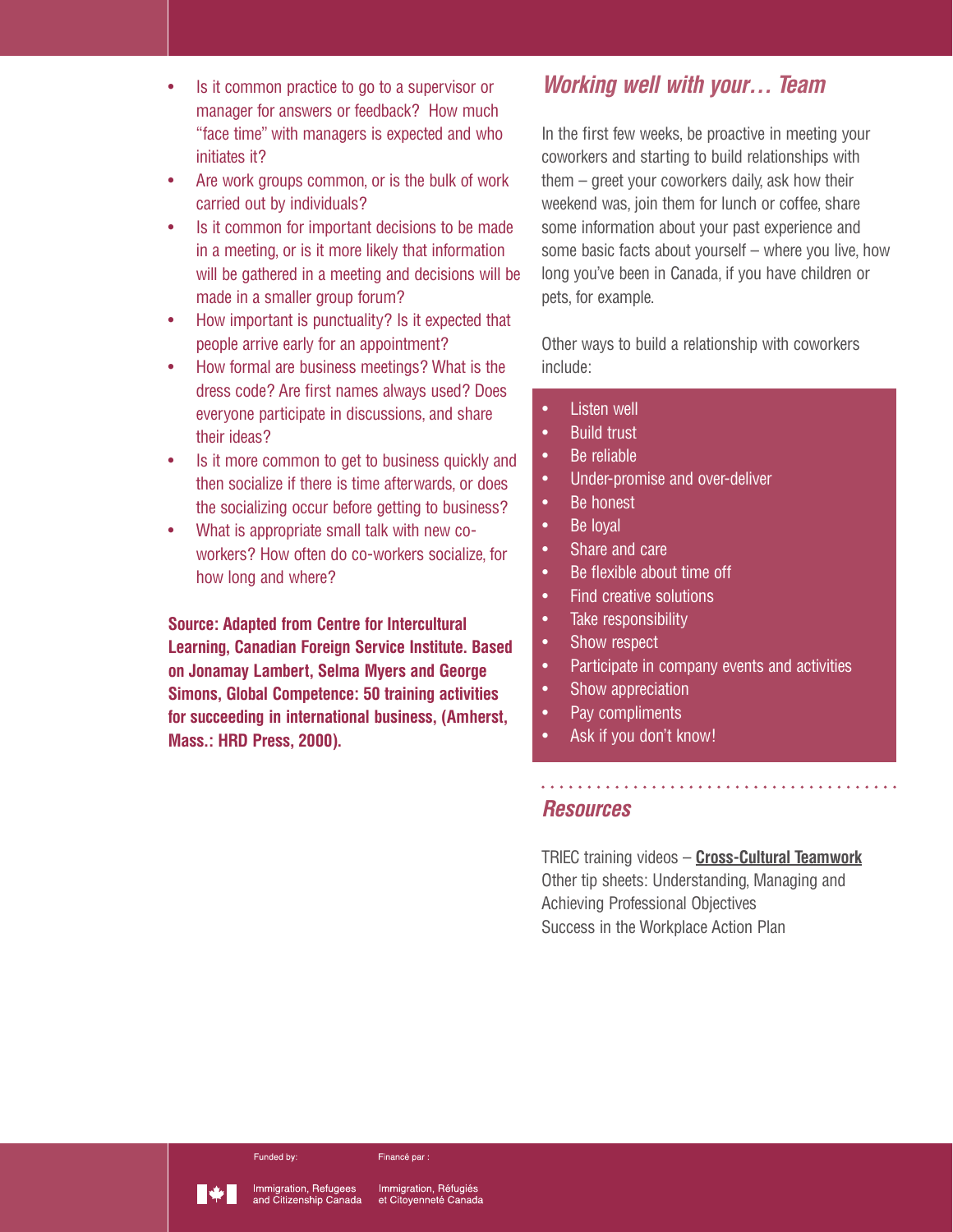- Is it common practice to go to a supervisor or manager for answers or feedback? How much "face time" with managers is expected and who initiates it?
- Are work groups common, or is the bulk of work carried out by individuals?
- Is it common for important decisions to be made in a meeting, or is it more likely that information will be gathered in a meeting and decisions will be made in a smaller group forum?
- How important is punctuality? Is it expected that people arrive early for an appointment?
- How formal are business meetings? What is the dress code? Are first names always used? Does everyone participate in discussions, and share their ideas?
- Is it more common to get to business quickly and then socialize if there is time afterwards, or does the socializing occur before getting to business?
- What is appropriate small talk with new co-workers? How often do co-workers socialize, for how long and where?

**Source: Adapted from Centre for Intercultural Learning, Canadian Foreign Service Institute. Based on Jonamay Lambert, Selma Myers and George Simons, Global Competence: 50 training activities for succeeding in international business, (Amherst, Mass.: HRD Press, 2000).**

## *Working well with your… Team*

In the first few weeks, be proactive in meeting your coworkers and starting to build relationships with them – greet your coworkers daily, ask how their weekend was, join them for lunch or coffee, share some information about your past experience and some basic facts about yourself – where you live, how long you've been in Canada, if you have children or pets, for example.

Other ways to build a relationship with coworkers include:

- Listen well
- Build trust
- Be reliable
- Under-promise and over-deliver
- Be honest
- Be loyal
- Share and care
- Be flexible about time off
- Find creative solutions
- Take responsibility
- Show respect
- Participate in company events and activities
- Show appreciation
- Pay compliments
- Ask if you don't know!

## *Resources*

TRIEC training videos – **Cross-Cultural Teamwork**
Other tip sheets: Understanding, Managing and Achieving Professional Objectives
Success in the Workplace Action Plan

Funded by: Financé par :

Immigration, Refugees and Citizenship Canada
Immigration, Réfugiés et Citoyenneté Canada